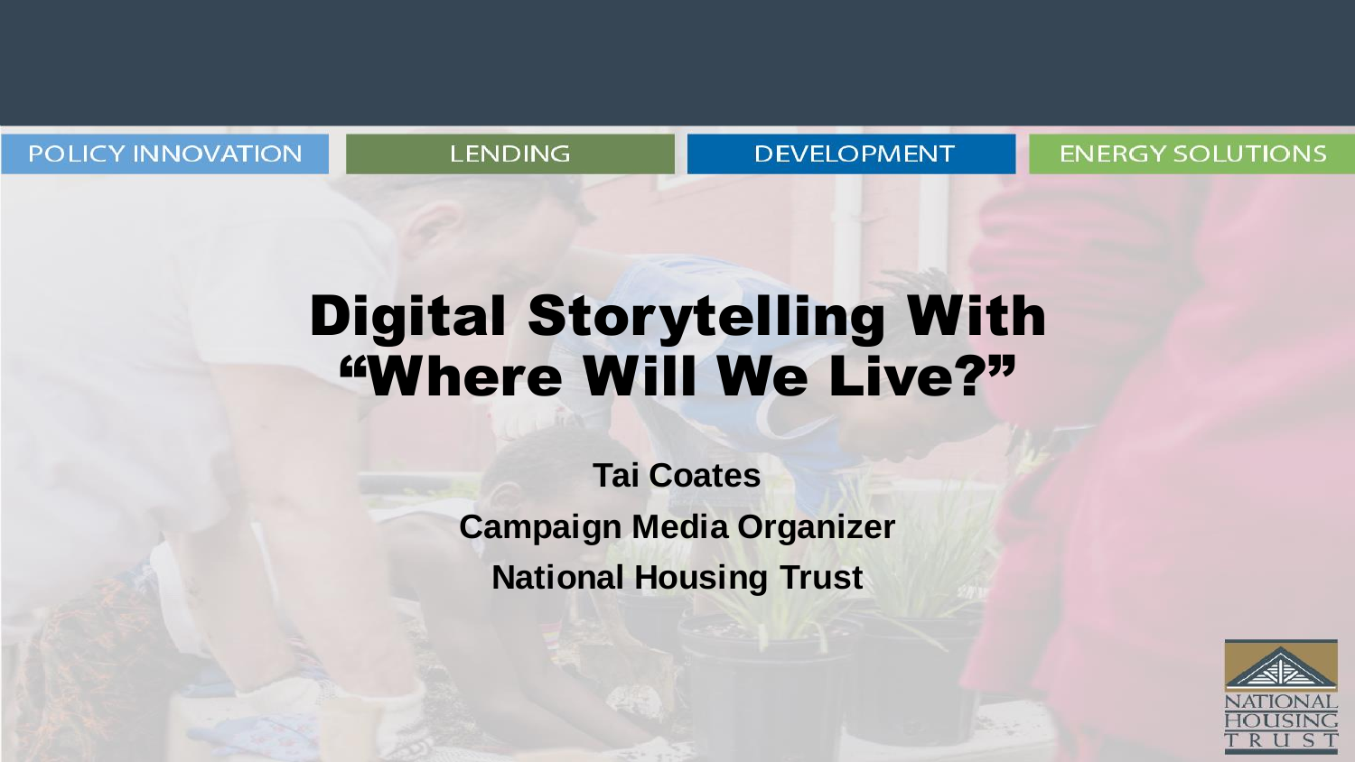POLICY INNOVATION | LENDING | DEVELOPMENT | ENERGY SOLUTIONS

# Digital Storytelling With "Where Will We Live?"

**Tai Coates**

**Campaign Media Organizer**

**National Housing Trust**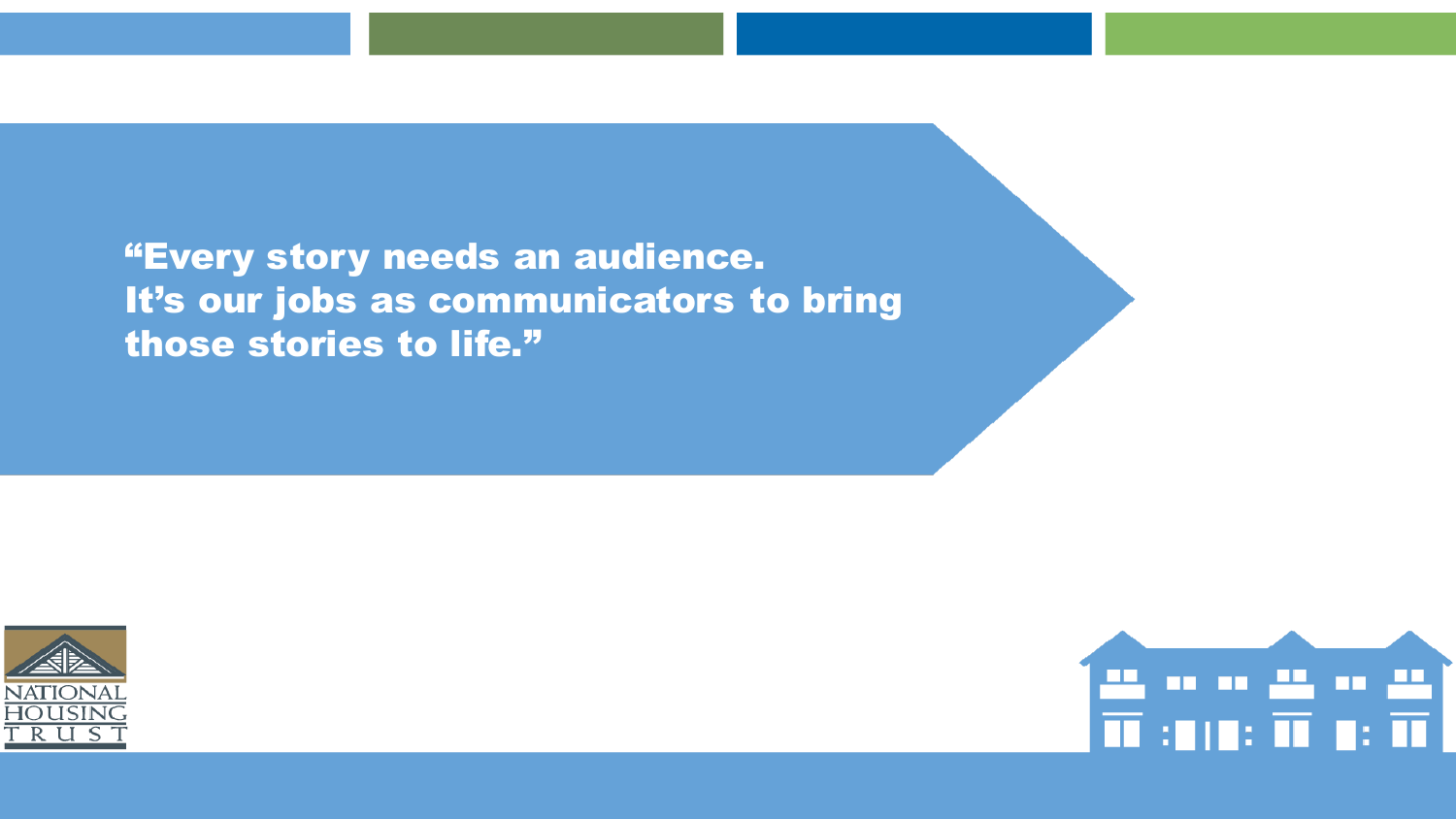**"Every story needs an audience. It's our jobs as communicators to bring those stories to life."**

NATIONAL HOUSING TRUST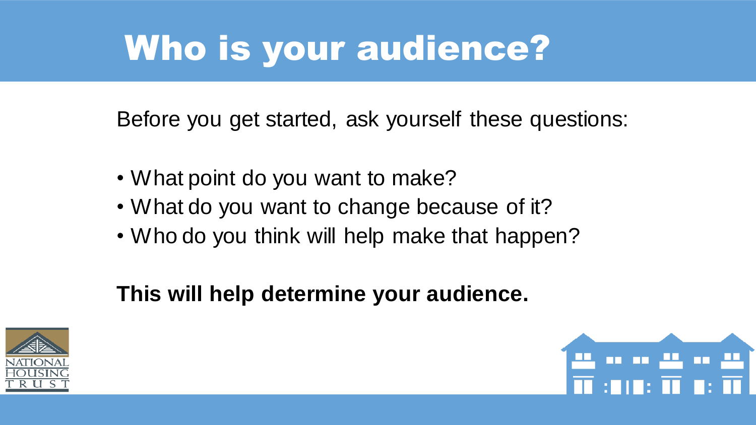# Who is your audience?

Before you get started, ask yourself these questions:

- What point do you want to make?
- What do you want to change because of it?
- Who do you think will help make that happen?

**This will help determine your audience.**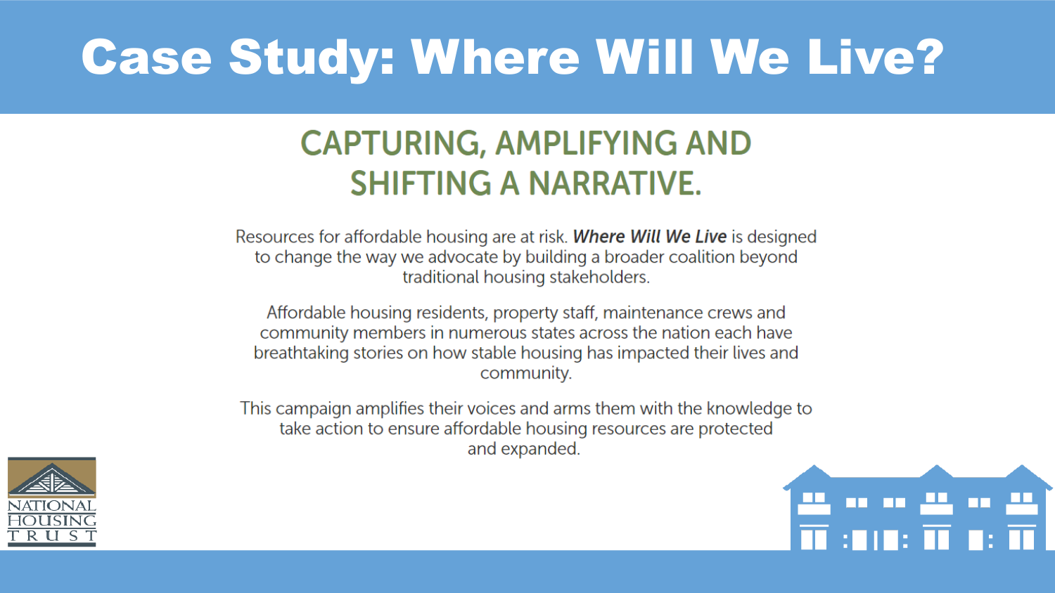# Case Study: Where Will We Live?

## CAPTURING, AMPLIFYING AND SHIFTING A NARRATIVE.

Resources for affordable housing are at risk. ***Where Will We Live*** is designed to change the way we advocate by building a broader coalition beyond traditional housing stakeholders.

Affordable housing residents, property staff, maintenance crews and community members in numerous states across the nation each have breathtaking stories on how stable housing has impacted their lives and community.

This campaign amplifies their voices and arms them with the knowledge to take action to ensure affordable housing resources are protected and expanded.

NATIONAL HOUSING TRUST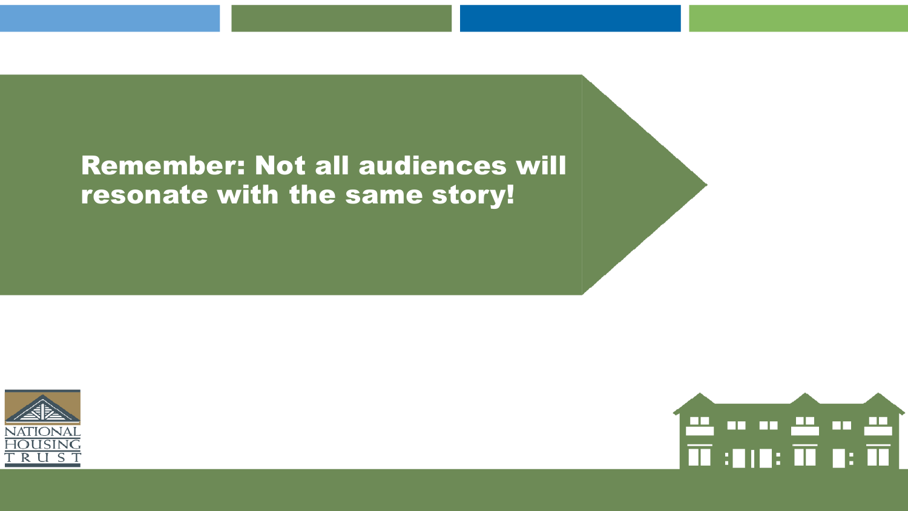Remember: Not all audiences will resonate with the same story!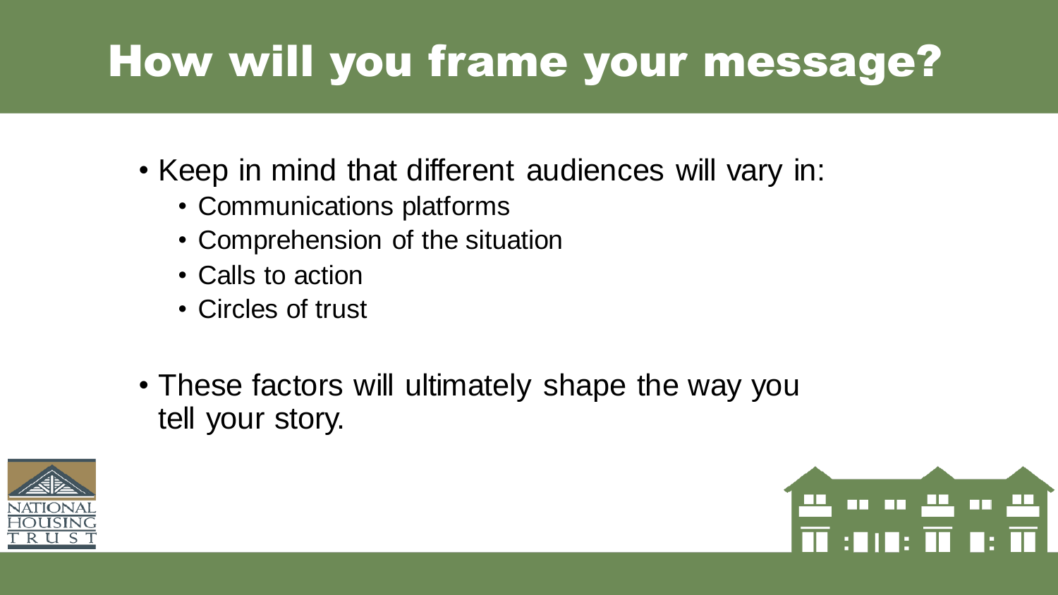# How will you frame your message?

- Keep in mind that different audiences will vary in:
  - Communications platforms
  - Comprehension of the situation
  - Calls to action
  - Circles of trust
- These factors will ultimately shape the way you tell your story.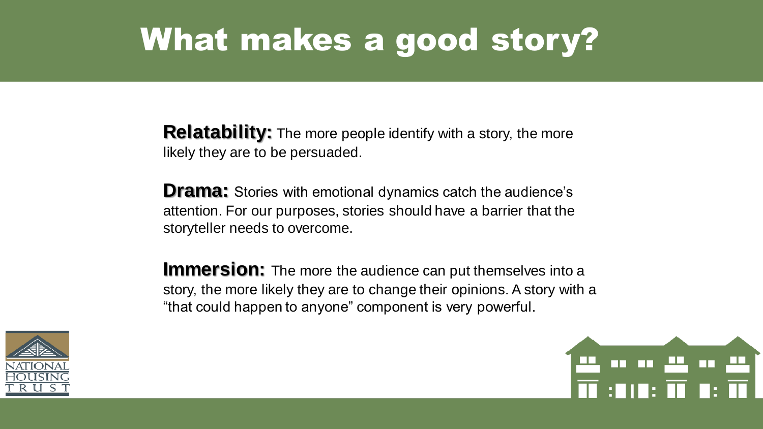# What makes a good story?

**Relatability:** The more people identify with a story, the more likely they are to be persuaded.

**Drama:** Stories with emotional dynamics catch the audience's attention. For our purposes, stories should have a barrier that the storyteller needs to overcome.

**Immersion:** The more the audience can put themselves into a story, the more likely they are to change their opinions. A story with a "that could happen to anyone" component is very powerful.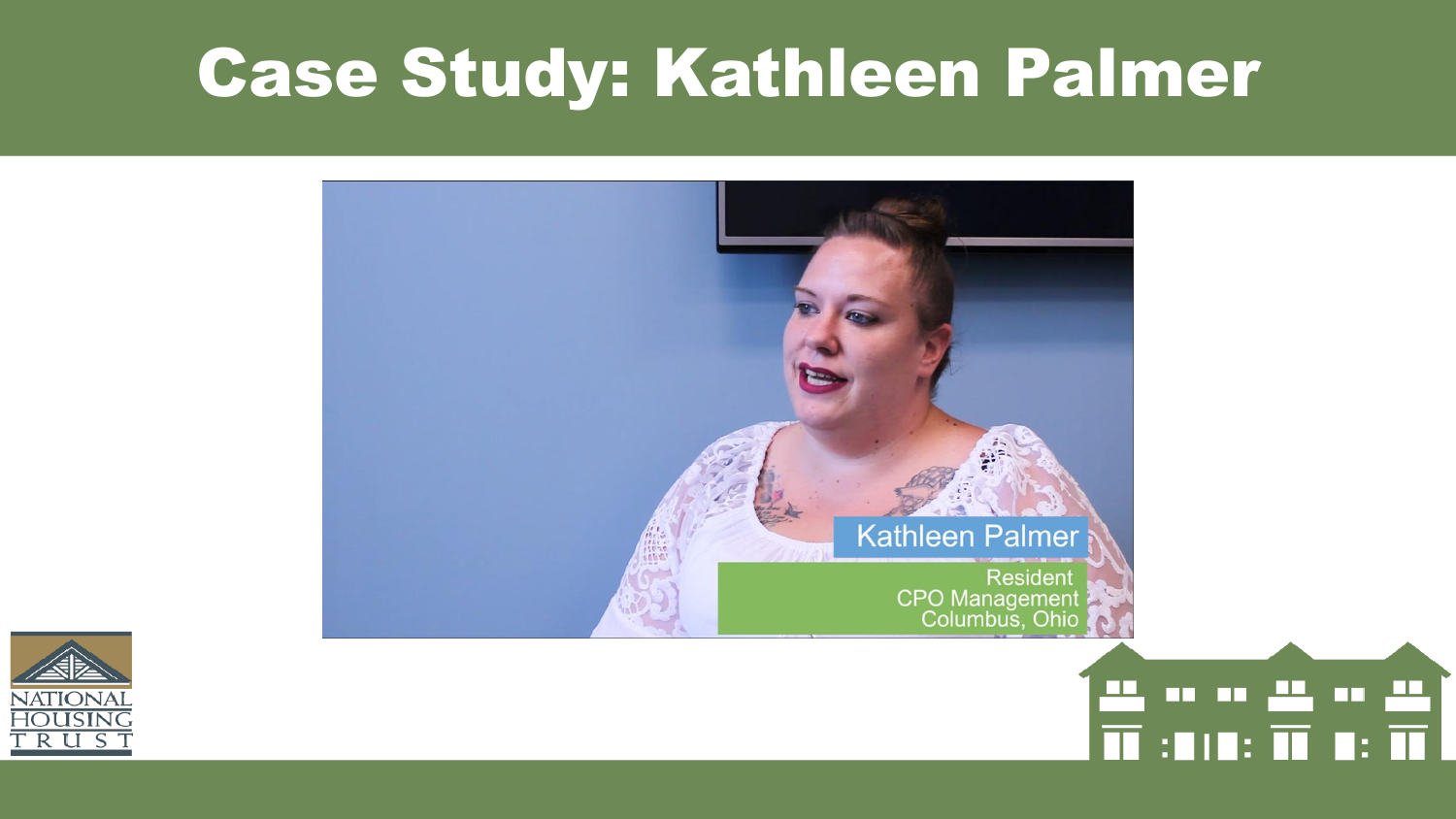# Case Study: Kathleen Palmer

Kathleen Palmer

Resident
CPO Management
Columbus, Ohio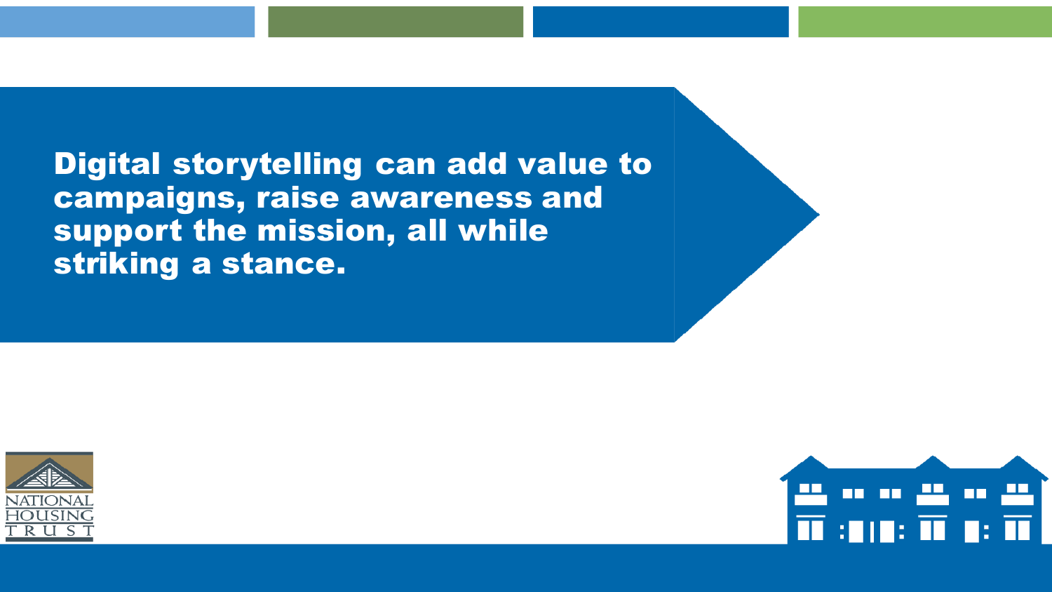**Digital storytelling can add value to campaigns, raise awareness and support the mission, all while striking a stance.**

NATIONAL HOUSING TRUST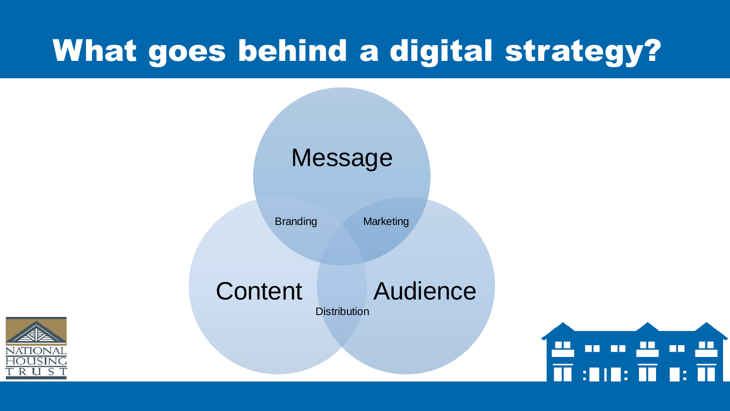# What goes behind a digital strategy?

Message

Branding

Marketing

Content

Audience

Distribution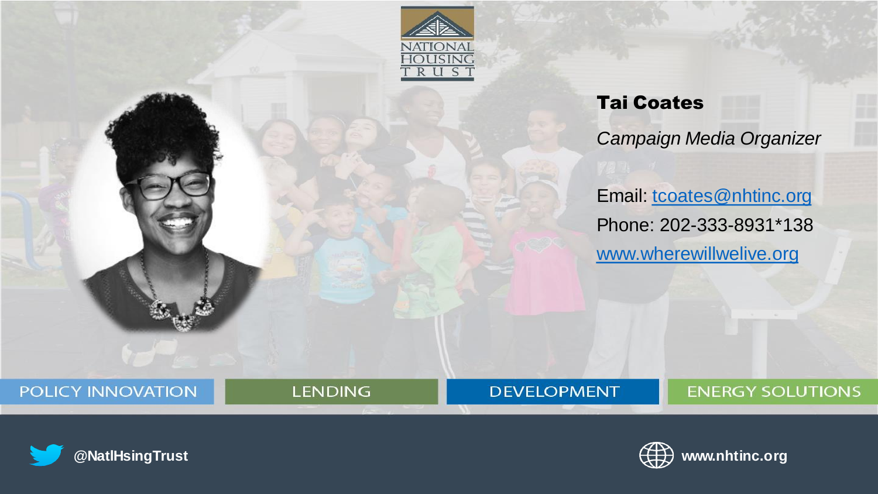NATIONAL HOUSING TRUST

## Tai Coates

*Campaign Media Organizer*

Email: tcoates@nhtinc.org

Phone: 202-333-8931*138

www.wherewillwelive.org

POLICY INNOVATION | LENDING | DEVELOPMENT | ENERGY SOLUTIONS

@NatlHsingTrust

www.nhtinc.org